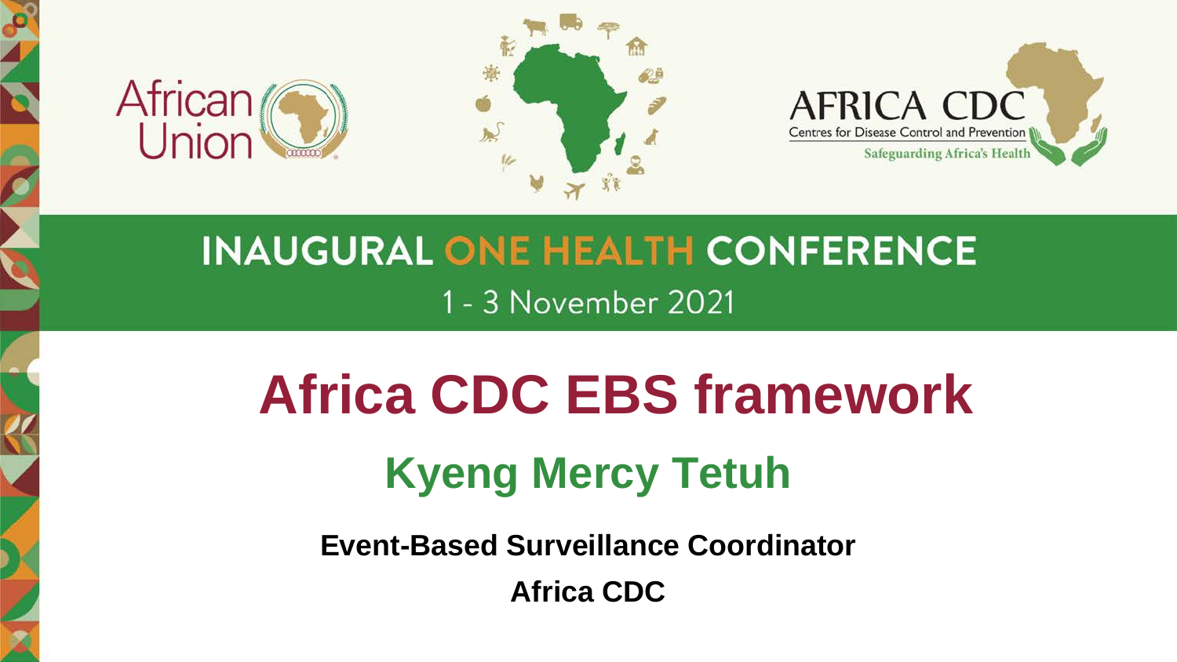African Union

AFRICA CDC
Centres for Disease Control and Prevention
Safeguarding Africa's Health

INAUGURAL ONE HEALTH CONFERENCE

1 - 3 November 2021

# Africa CDC EBS framework

## Kyeng Mercy Tetuh

**Event-Based Surveillance Coordinator**

**Africa CDC**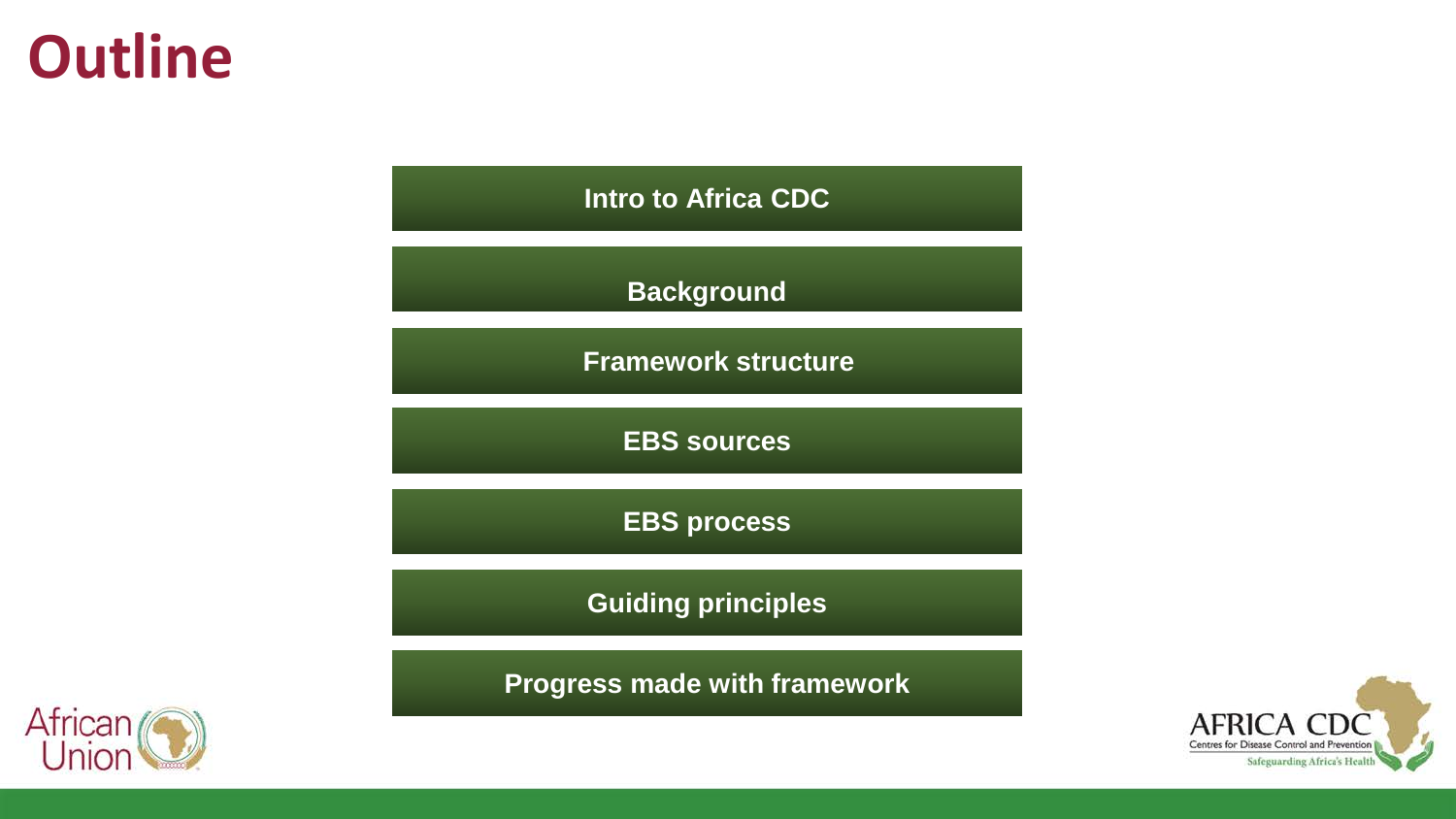# Outline

- Intro to Africa CDC
- Background
- Framework structure
- EBS sources
- EBS process
- Guiding principles
- Progress made with framework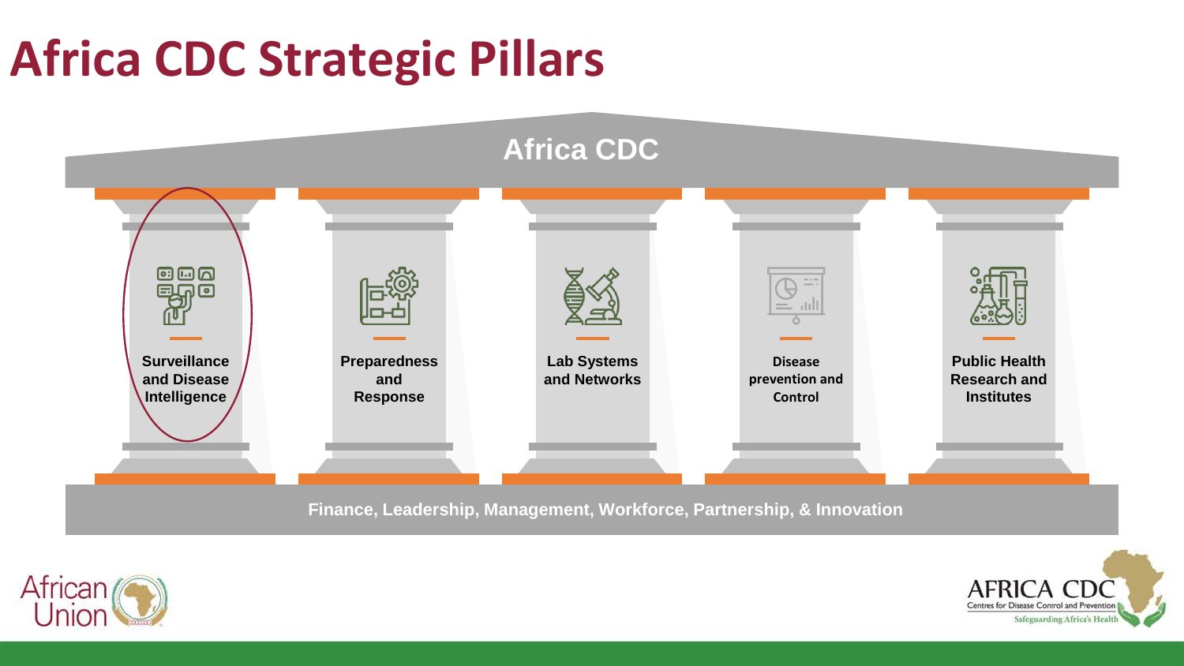# Africa CDC Strategic Pillars

**Africa CDC**

- **Surveillance and Disease Intelligence**
- **Preparedness and Response**
- **Lab Systems and Networks**
- **Disease prevention and Control**
- **Public Health Research and Institutes**

**Finance, Leadership, Management, Workforce, Partnership, & Innovation**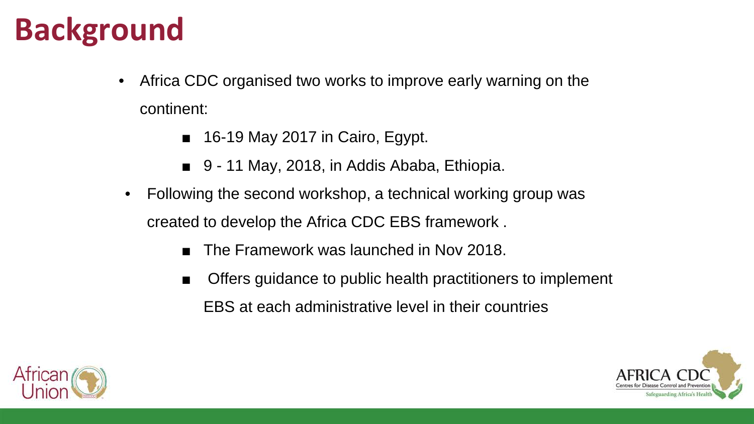# Background

- Africa CDC organised two works to improve early warning on the continent:
  - 16-19 May 2017 in Cairo, Egypt.
  - 9 - 11 May, 2018, in Addis Ababa, Ethiopia.
- Following the second workshop, a technical working group was created to develop the Africa CDC EBS framework .
  - The Framework was launched in Nov 2018.
  - Offers guidance to public health practitioners to implement EBS at each administrative level in their countries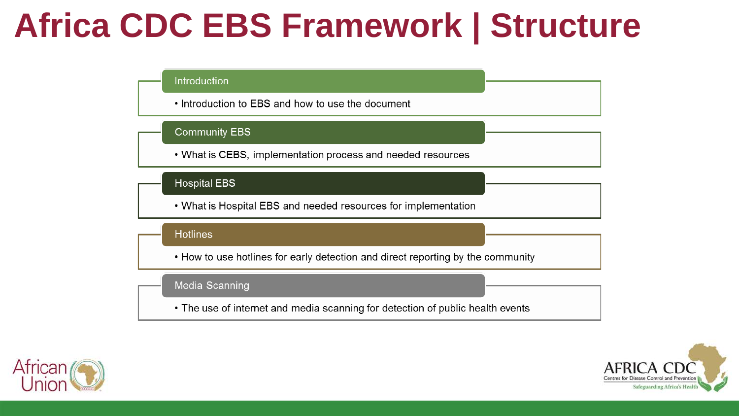# Africa CDC EBS Framework | Structure

### Introduction

- Introduction to EBS and how to use the document

### Community EBS

- What is CEBS, implementation process and needed resources

### Hospital EBS

- What is Hospital EBS and needed resources for implementation

### Hotlines

- How to use hotlines for early detection and direct reporting by the community

### Media Scanning

- The use of internet and media scanning for detection of public health events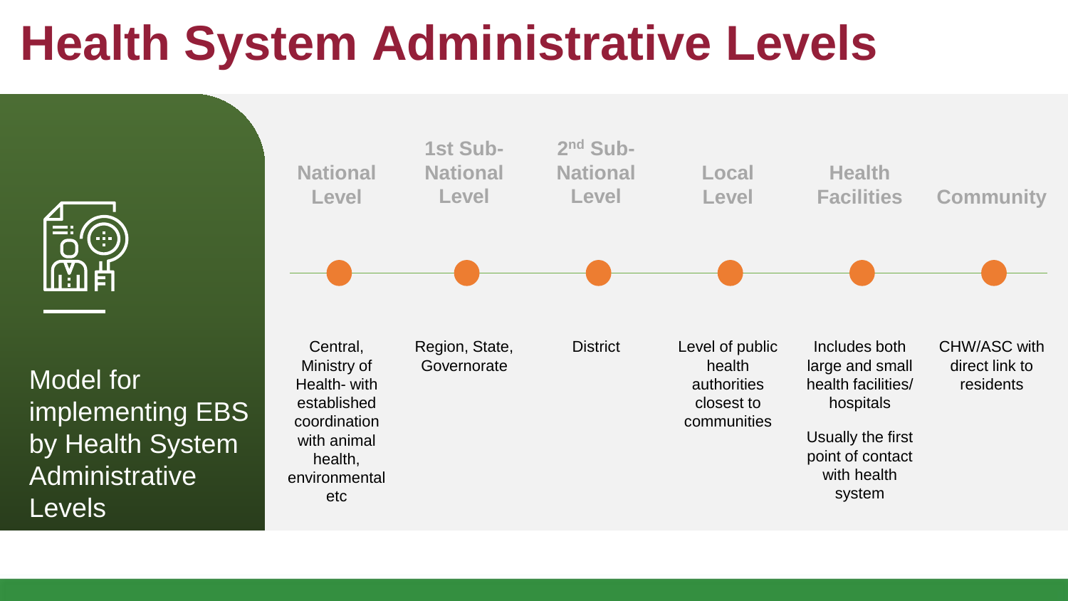# Health System Administrative Levels

Model for implementing EBS by Health System Administrative Levels

| National Level | 1st Sub-National Level | 2nd Sub-National Level | Local Level | Health Facilities | Community |
|---|---|---|---|---|---|
| Central, Ministry of Health- with established coordination with animal health, environmental etc | Region, State, Governorate | District | Level of public health authorities closest to communities | Includes both large and small health facilities/ hospitals<br><br>Usually the first point of contact with health system | CHW/ASC with direct link to residents |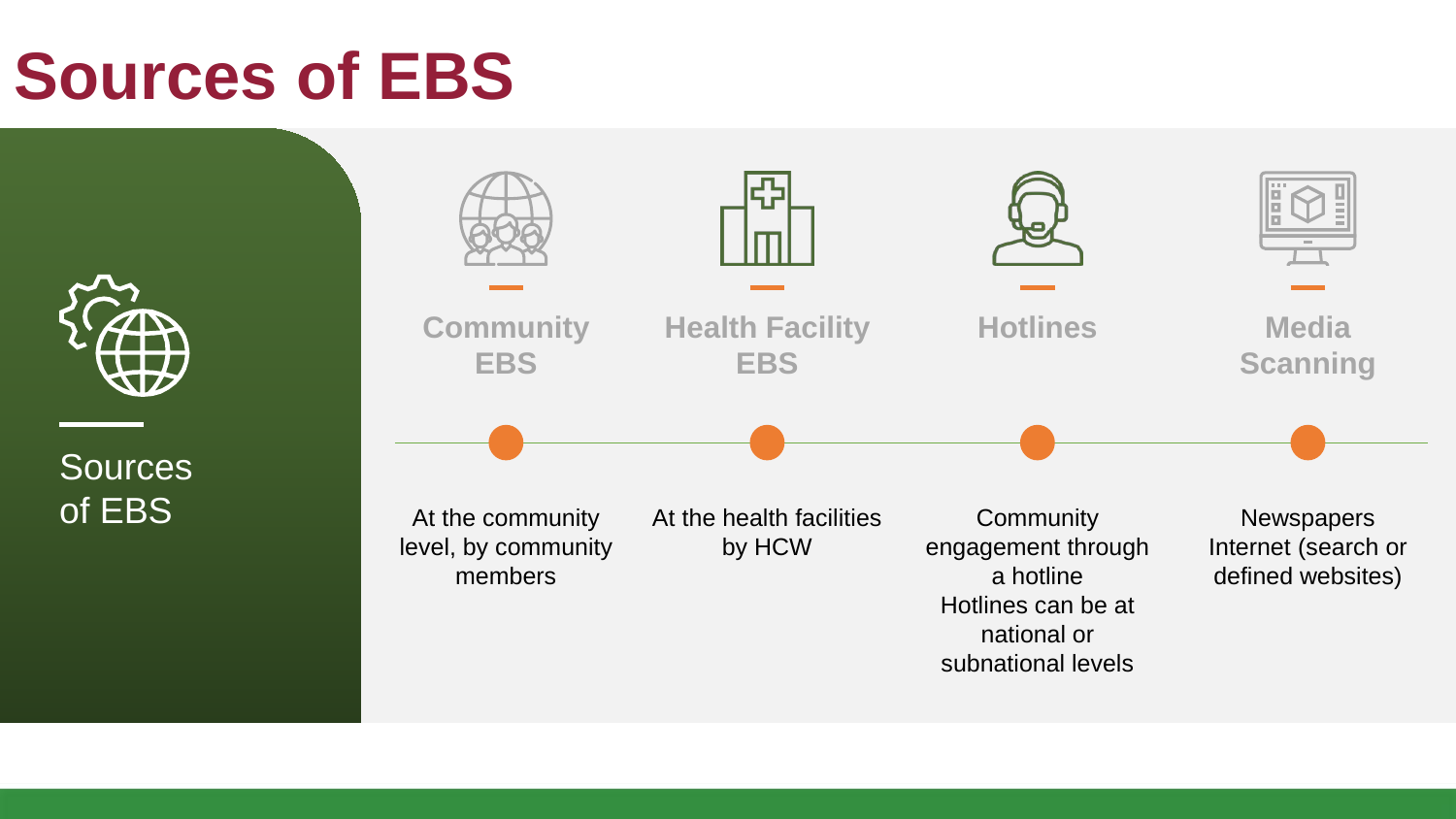# Sources of EBS

Sources of EBS

## Community EBS

At the community level, by community members

## Health Facility EBS

At the health facilities by HCW

## Hotlines

Community engagement through a hotline
Hotlines can be at national or subnational levels

## Media Scanning

Newspapers
Internet (search or defined websites)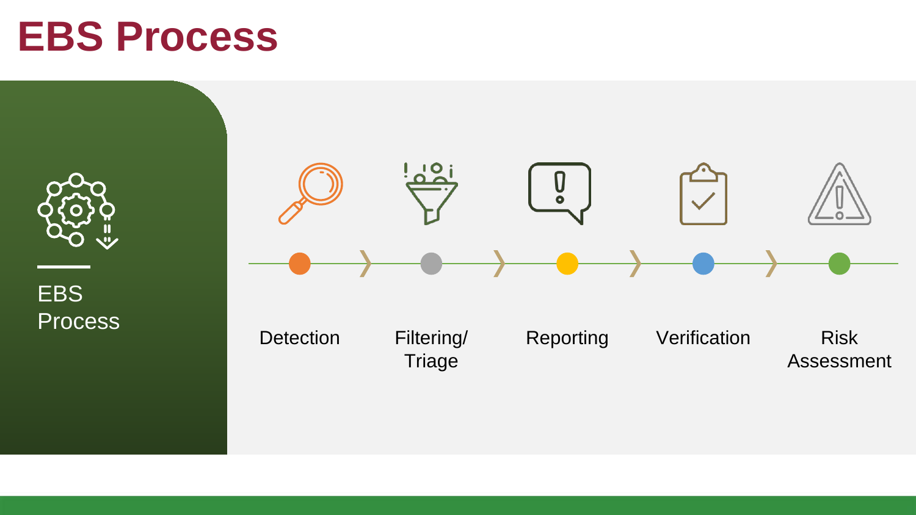# EBS Process

EBS Process

Detection → Filtering/ Triage → Reporting → Verification → Risk Assessment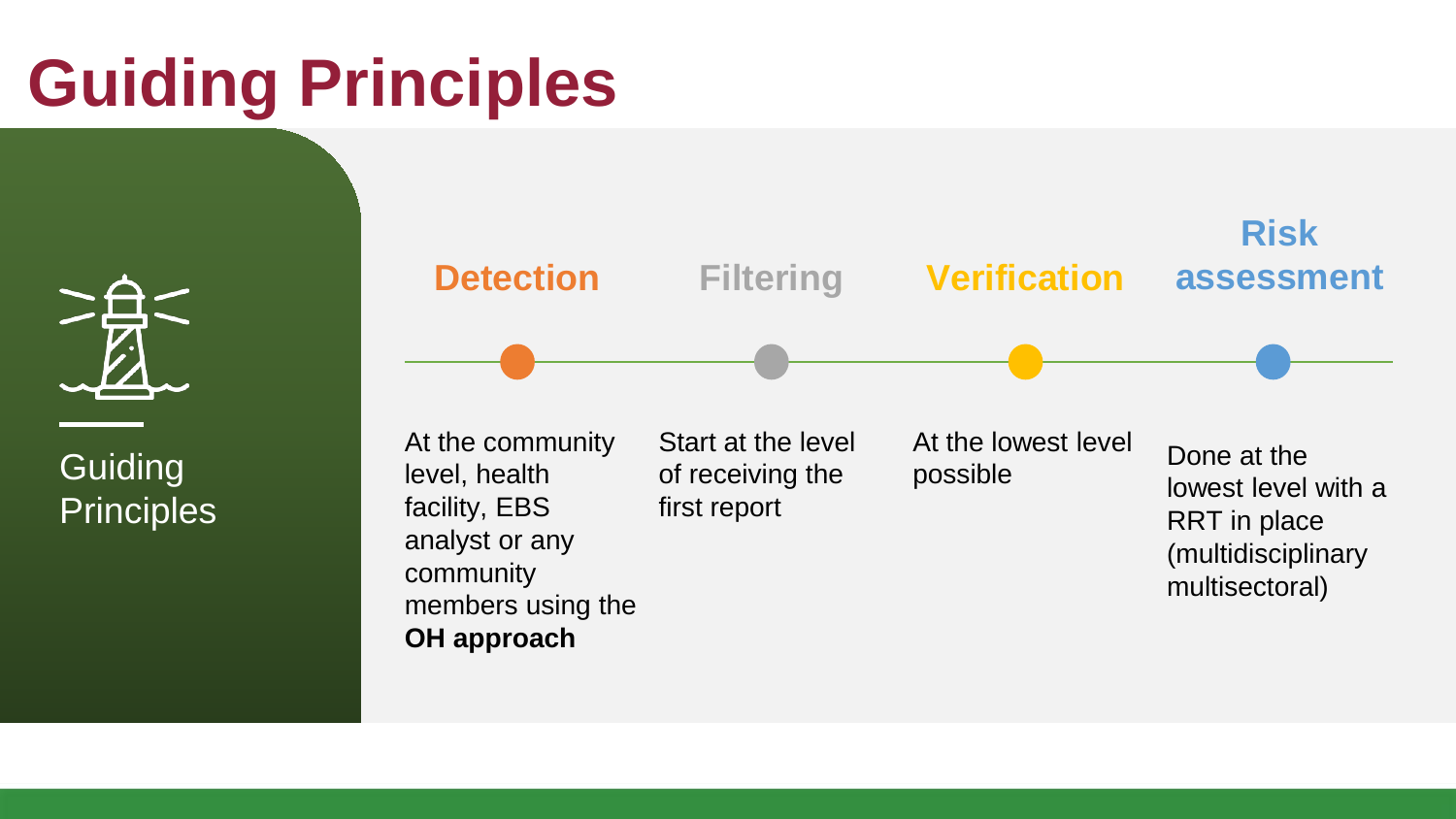# Guiding Principles

Guiding Principles

| Detection | Filtering | Verification | Risk assessment |
| --- | --- | --- | --- |
| At the community level, health facility, EBS analyst or any community members using the **OH approach** | Start at the level of receiving the first report | At the lowest level possible | Done at the lowest level with a RRT in place (multidisciplinary multisectoral) |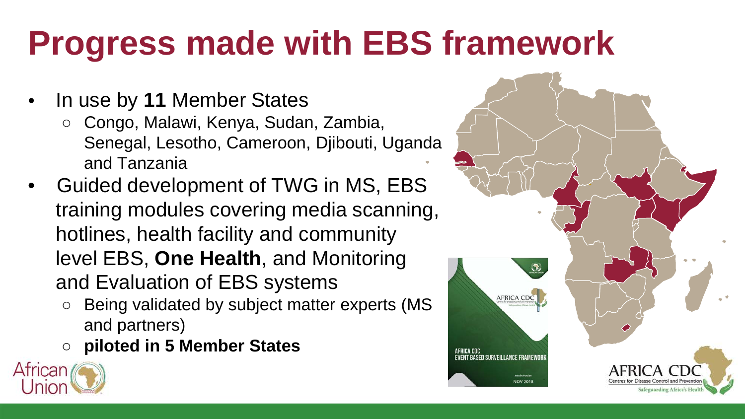# Progress made with EBS framework

- In use by **11** Member States
  - Congo, Malawi, Kenya, Sudan, Zambia, Senegal, Lesotho, Cameroon, Djibouti, Uganda and Tanzania
- Guided development of TWG in MS, EBS training modules covering media scanning, hotlines, health facility and community level EBS, **One Health**, and Monitoring and Evaluation of EBS systems
  - Being validated by subject matter experts (MS and partners)
  - **piloted in 5 Member States**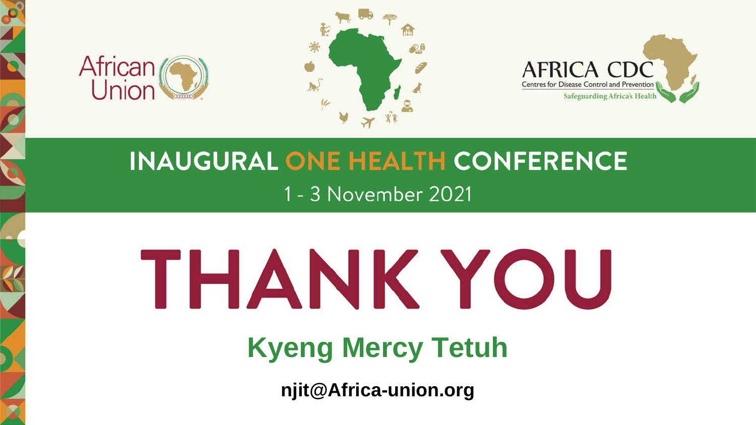African Union

AFRICA CDC

Centres for Disease Control and Prevention

Safeguarding Africa's Health

**INAUGURAL ONE HEALTH CONFERENCE**

1 - 3 November 2021

# THANK YOU

## Kyeng Mercy Tetuh

**njit@Africa-union.org**